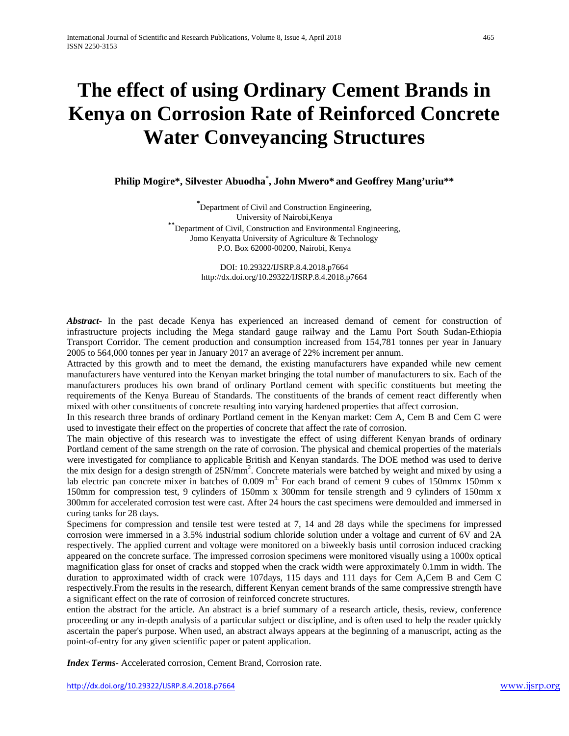# The effect of using Ordinary Cement Brands in Kenya on Corrosion Rate of Reinforced Concrete Water Conveyancing Structures

**Philip Mogire\*, Silvester Abuodha\*, John Mwero\* and Geoffrey Mang'uriu\*\***

\*Department of Civil and Construction Engineering,
University of Nairobi,Kenya
\*\*Department of Civil, Construction and Environmental Engineering,
Jomo Kenyatta University of Agriculture & Technology
P.O. Box 62000-00200, Nairobi, Kenya

DOI: 10.29322/IJSRP.8.4.2018.p7664
http://dx.doi.org/10.29322/IJSRP.8.4.2018.p7664

***Abstract-*** In the past decade Kenya has experienced an increased demand of cement for construction of infrastructure projects including the Mega standard gauge railway and the Lamu Port South Sudan-Ethiopia Transport Corridor. The cement production and consumption increased from 154,781 tonnes per year in January 2005 to 564,000 tonnes per year in January 2017 an average of 22% increment per annum.

Attracted by this growth and to meet the demand, the existing manufacturers have expanded while new cement manufacturers have ventured into the Kenyan market bringing the total number of manufacturers to six. Each of the manufacturers produces his own brand of ordinary Portland cement with specific constituents but meeting the requirements of the Kenya Bureau of Standards. The constituents of the brands of cement react differently when mixed with other constituents of concrete resulting into varying hardened properties that affect corrosion.

In this research three brands of ordinary Portland cement in the Kenyan market: Cem A, Cem B and Cem C were used to investigate their effect on the properties of concrete that affect the rate of corrosion.

The main objective of this research was to investigate the effect of using different Kenyan brands of ordinary Portland cement of the same strength on the rate of corrosion. The physical and chemical properties of the materials were investigated for compliance to applicable British and Kenyan standards. The DOE method was used to derive the mix design for a design strength of 25N/mm$^2$. Concrete materials were batched by weight and mixed by using a lab electric pan concrete mixer in batches of 0.009 m$^3$. For each brand of cement 9 cubes of 150mmx 150mm x 150mm for compression test, 9 cylinders of 150mm x 300mm for tensile strength and 9 cylinders of 150mm x 300mm for accelerated corrosion test were cast. After 24 hours the cast specimens were demoulded and immersed in curing tanks for 28 days.

Specimens for compression and tensile test were tested at 7, 14 and 28 days while the specimens for impressed corrosion were immersed in a 3.5% industrial sodium chloride solution under a voltage and current of 6V and 2A respectively. The applied current and voltage were monitored on a biweekly basis until corrosion induced cracking appeared on the concrete surface. The impressed corrosion specimens were monitored visually using a 1000x optical magnification glass for onset of cracks and stopped when the crack width were approximately 0.1mm in width. The duration to approximated width of crack were 107days, 115 days and 111 days for Cem A,Cem B and Cem C respectively.From the results in the research, different Kenyan cement brands of the same compressive strength have a significant effect on the rate of corrosion of reinforced concrete structures.

ention the abstract for the article. An abstract is a brief summary of a research article, thesis, review, conference proceeding or any in-depth analysis of a particular subject or discipline, and is often used to help the reader quickly ascertain the paper's purpose. When used, an abstract always appears at the beginning of a manuscript, acting as the point-of-entry for any given scientific paper or patent application.

***Index Terms-*** Accelerated corrosion, Cement Brand, Corrosion rate.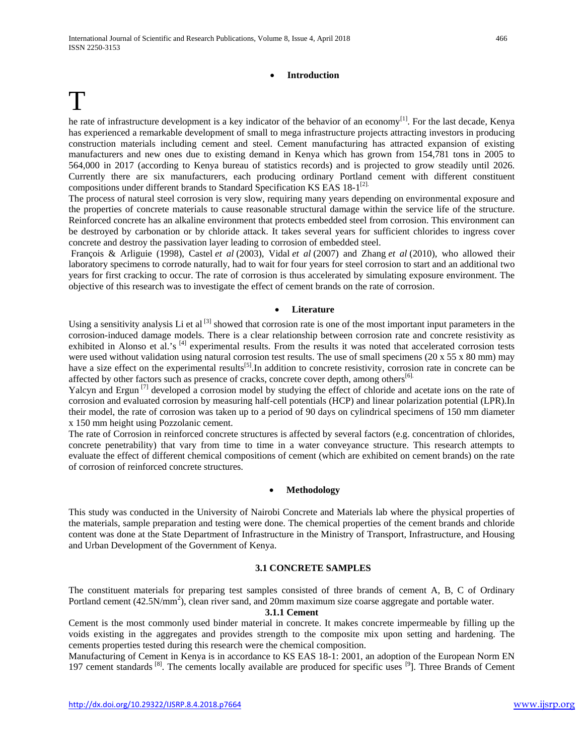## Introduction

The rate of infrastructure development is a key indicator of the behavior of an economy[1]. For the last decade, Kenya has experienced a remarkable development of small to mega infrastructure projects attracting investors in producing construction materials including cement and steel. Cement manufacturing has attracted expansion of existing manufacturers and new ones due to existing demand in Kenya which has grown from 154,781 tons in 2005 to 564,000 in 2017 (according to Kenya bureau of statistics records) and is projected to grow steadily until 2026. Currently there are six manufacturers, each producing ordinary Portland cement with different constituent compositions under different brands to Standard Specification KS EAS 18-1[2].

The process of natural steel corrosion is very slow, requiring many years depending on environmental exposure and the properties of concrete materials to cause reasonable structural damage within the service life of the structure. Reinforced concrete has an alkaline environment that protects embedded steel from corrosion. This environment can be destroyed by carbonation or by chloride attack. It takes several years for sufficient chlorides to ingress cover concrete and destroy the passivation layer leading to corrosion of embedded steel.

François & Arliguie (1998), Castel *et al* (2003), Vidal *et al* (2007) and Zhang *et al* (2010), who allowed their laboratory specimens to corrode naturally, had to wait for four years for steel corrosion to start and an additional two years for first cracking to occur. The rate of corrosion is thus accelerated by simulating exposure environment. The objective of this research was to investigate the effect of cement brands on the rate of corrosion.

## Literature

Using a sensitivity analysis Li et al [3] showed that corrosion rate is one of the most important input parameters in the corrosion-induced damage models. There is a clear relationship between corrosion rate and concrete resistivity as exhibited in Alonso et al.'s [4] experimental results. From the results it was noted that accelerated corrosion tests were used without validation using natural corrosion test results. The use of small specimens (20 x 55 x 80 mm) may have a size effect on the experimental results[5].In addition to concrete resistivity, corrosion rate in concrete can be affected by other factors such as presence of cracks, concrete cover depth, among others[6].

Yalcyn and Ergun [7] developed a corrosion model by studying the effect of chloride and acetate ions on the rate of corrosion and evaluated corrosion by measuring half-cell potentials (HCP) and linear polarization potential (LPR).In their model, the rate of corrosion was taken up to a period of 90 days on cylindrical specimens of 150 mm diameter x 150 mm height using Pozzolanic cement.

The rate of Corrosion in reinforced concrete structures is affected by several factors (e.g. concentration of chlorides, concrete penetrability) that vary from time to time in a water conveyance structure. This research attempts to evaluate the effect of different chemical compositions of cement (which are exhibited on cement brands) on the rate of corrosion of reinforced concrete structures.

## Methodology

This study was conducted in the University of Nairobi Concrete and Materials lab where the physical properties of the materials, sample preparation and testing were done. The chemical properties of the cement brands and chloride content was done at the State Department of Infrastructure in the Ministry of Transport, Infrastructure, and Housing and Urban Development of the Government of Kenya.

### 3.1 CONCRETE SAMPLES

The constituent materials for preparing test samples consisted of three brands of cement A, B, C of Ordinary Portland cement (42.5N/mm$^2$), clean river sand, and 20mm maximum size coarse aggregate and portable water.

#### 3.1.1 Cement

Cement is the most commonly used binder material in concrete. It makes concrete impermeable by filling up the voids existing in the aggregates and provides strength to the composite mix upon setting and hardening. The cements properties tested during this research were the chemical composition.

Manufacturing of Cement in Kenya is in accordance to KS EAS 18-1: 2001, an adoption of the European Norm EN 197 cement standards [8]. The cements locally available are produced for specific uses [9]. Three Brands of Cement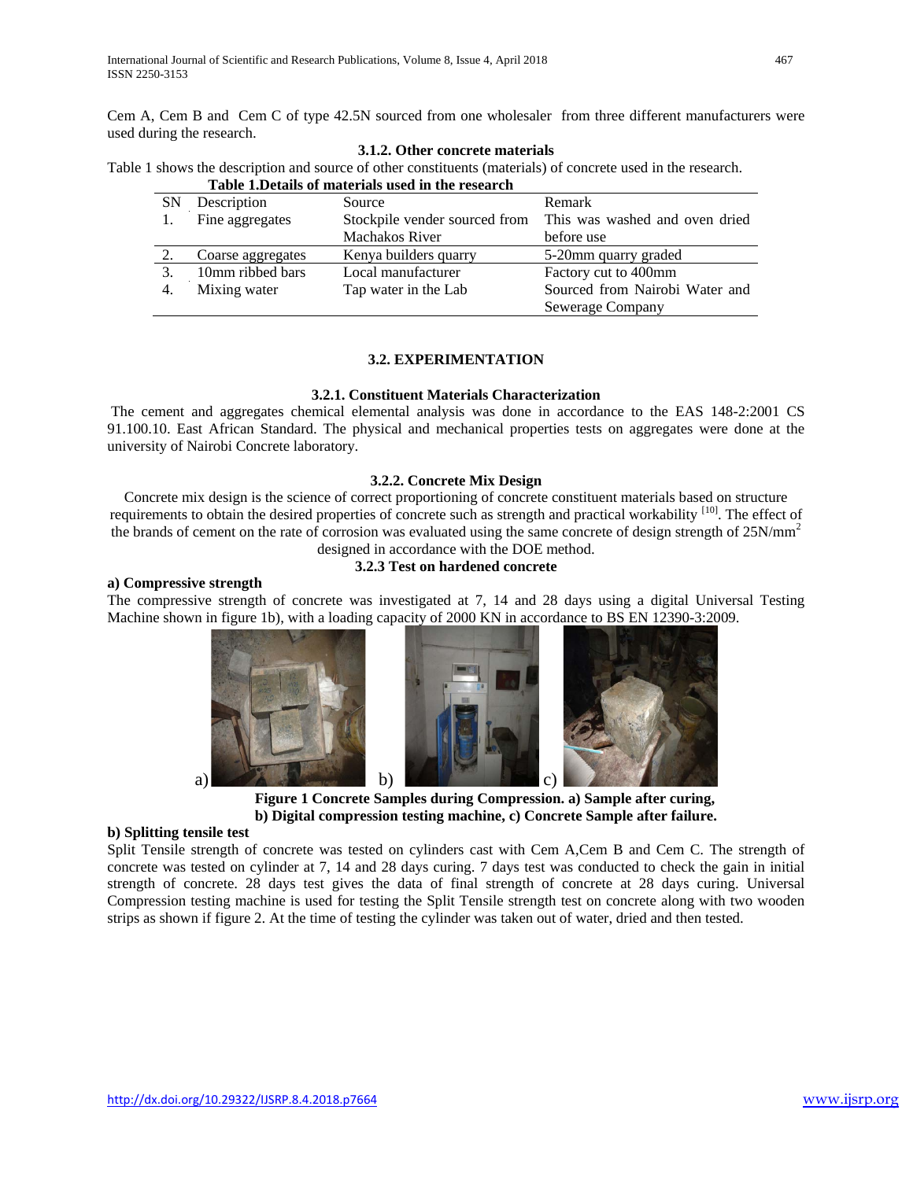Cem A, Cem B and Cem C of type 42.5N sourced from one wholesaler from three different manufacturers were used during the research.

### 3.1.2. Other concrete materials

Table 1 shows the description and source of other constituents (materials) of concrete used in the research.

**Table 1.Details of materials used in the research**

| SN | Description | Source | Remark |
|---|---|---|---|
| 1. | Fine aggregates | Stockpile vender sourced from Machakos River | This was washed and oven dried before use |
| 2. | Coarse aggregates | Kenya builders quarry | 5-20mm quarry graded |
| 3. | 10mm ribbed bars | Local manufacturer | Factory cut to 400mm |
| 4. | Mixing water | Tap water in the Lab | Sourced from Nairobi Water and Sewerage Company |

## 3.2. EXPERIMENTATION

### 3.2.1. Constituent Materials Characterization

The cement and aggregates chemical elemental analysis was done in accordance to the EAS 148-2:2001 CS 91.100.10. East African Standard. The physical and mechanical properties tests on aggregates were done at the university of Nairobi Concrete laboratory.

### 3.2.2. Concrete Mix Design

Concrete mix design is the science of correct proportioning of concrete constituent materials based on structure requirements to obtain the desired properties of concrete such as strength and practical workability [10]. The effect of the brands of cement on the rate of corrosion was evaluated using the same concrete of design strength of 25N/mm$^2$ designed in accordance with the DOE method.

### 3.2.3 Test on hardened concrete

**a) Compressive strength**

The compressive strength of concrete was investigated at 7, 14 and 28 days using a digital Universal Testing Machine shown in figure 1b), with a loading capacity of 2000 KN in accordance to BS EN 12390-3:2009.

a) b) c)

**Figure 1 Concrete Samples during Compression. a) Sample after curing, b) Digital compression testing machine, c) Concrete Sample after failure.**

**b) Splitting tensile test**

Split Tensile strength of concrete was tested on cylinders cast with Cem A,Cem B and Cem C. The strength of concrete was tested on cylinder at 7, 14 and 28 days curing. 7 days test was conducted to check the gain in initial strength of concrete. 28 days test gives the data of final strength of concrete at 28 days curing. Universal Compression testing machine is used for testing the Split Tensile strength test on concrete along with two wooden strips as shown if figure 2. At the time of testing the cylinder was taken out of water, dried and then tested.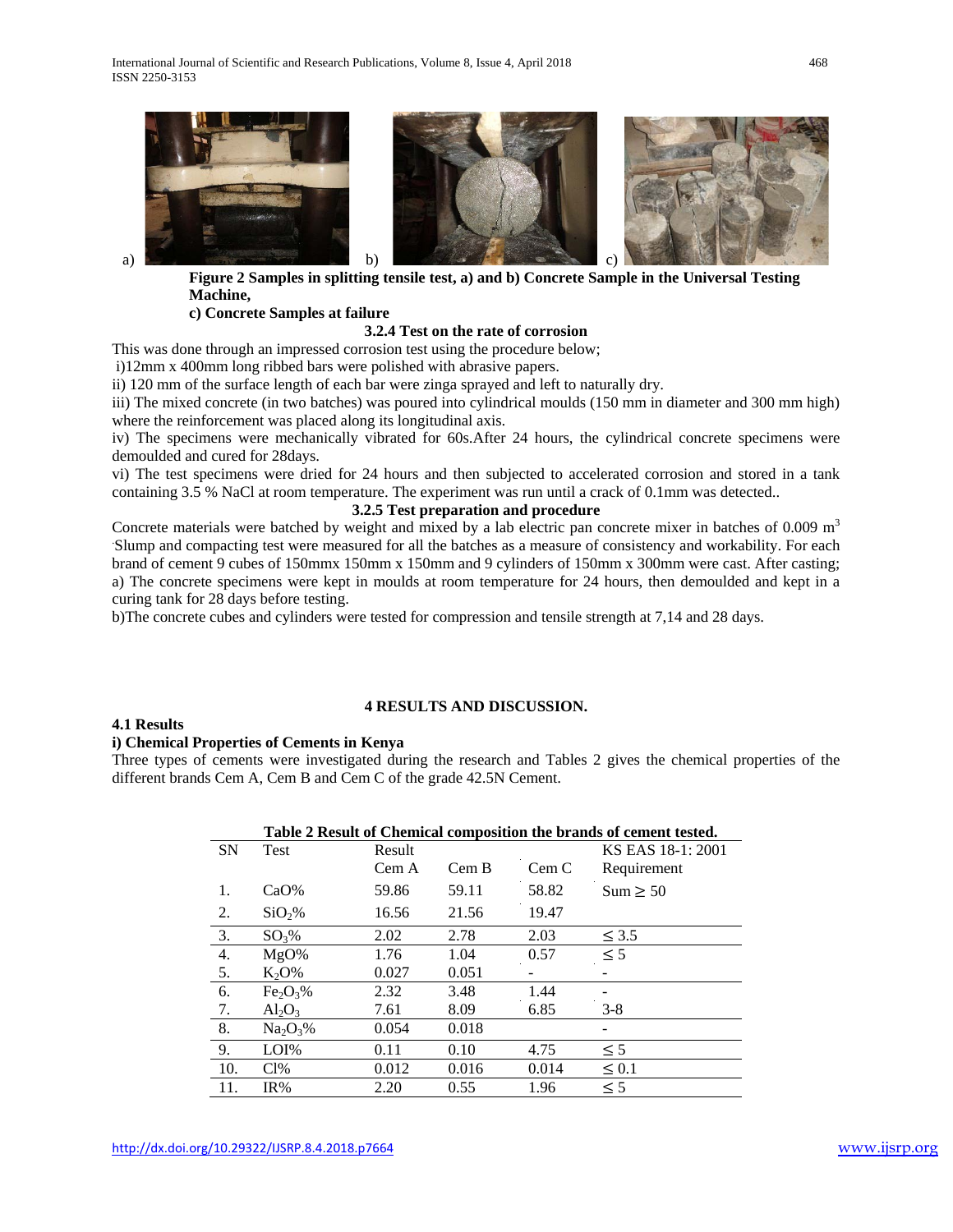a) b) c)

**Figure 2 Samples in splitting tensile test, a) and b) Concrete Sample in the Universal Testing Machine,**

**c) Concrete Samples at failure**

### 3.2.4 Test on the rate of corrosion

This was done through an impressed corrosion test using the procedure below;

i)12mm x 400mm long ribbed bars were polished with abrasive papers.

ii) 120 mm of the surface length of each bar were zinga sprayed and left to naturally dry.

iii) The mixed concrete (in two batches) was poured into cylindrical moulds (150 mm in diameter and 300 mm high) where the reinforcement was placed along its longitudinal axis.

iv) The specimens were mechanically vibrated for 60s.After 24 hours, the cylindrical concrete specimens were demoulded and cured for 28days.

vi) The test specimens were dried for 24 hours and then subjected to accelerated corrosion and stored in a tank containing 3.5 % NaCl at room temperature. The experiment was run until a crack of 0.1mm was detected..

### 3.2.5 Test preparation and procedure

Concrete materials were batched by weight and mixed by a lab electric pan concrete mixer in batches of 0.009 $m^3$ . Slump and compacting test were measured for all the batches as a measure of consistency and workability. For each brand of cement 9 cubes of 150mmx 150mm x 150mm and 9 cylinders of 150mm x 300mm were cast. After casting;

a) The concrete specimens were kept in moulds at room temperature for 24 hours, then demoulded and kept in a curing tank for 28 days before testing.

b)The concrete cubes and cylinders were tested for compression and tensile strength at 7,14 and 28 days.

## 4 RESULTS AND DISCUSSION.

### 4.1 Results

#### i) Chemical Properties of Cements in Kenya

Three types of cements were investigated during the research and Tables 2 gives the chemical properties of the different brands Cem A, Cem B and Cem C of the grade 42.5N Cement.

**Table 2 Result of Chemical composition the brands of cement tested.**

| SN | Test | Result Cem A | Cem B | Cem C | KS EAS 18-1: 2001 Requirement |
|---|---|---|---|---|---|
| 1. | CaO% | 59.86 | 59.11 | 58.82 | Sum ≥ 50 |
| 2. | $SiO_2$% | 16.56 | 21.56 | 19.47 | |
| 3. | $SO_3$% | 2.02 | 2.78 | 2.03 | ≤ 3.5 |
| 4. | MgO% | 1.76 | 1.04 | 0.57 | ≤ 5 |
| 5. | $K_2O$% | 0.027 | 0.051 | - | - |
| 6. | $Fe_2O_3$% | 2.32 | 3.48 | 1.44 | - |
| 7. | $Al_2O_3$ | 7.61 | 8.09 | 6.85 | 3-8 |
| 8. | $Na_2O_3$% | 0.054 | 0.018 | | - |
| 9. | LOI% | 0.11 | 0.10 | 4.75 | ≤ 5 |
| 10. | Cl% | 0.012 | 0.016 | 0.014 | ≤ 0.1 |
| 11. | IR% | 2.20 | 0.55 | 1.96 | ≤ 5 |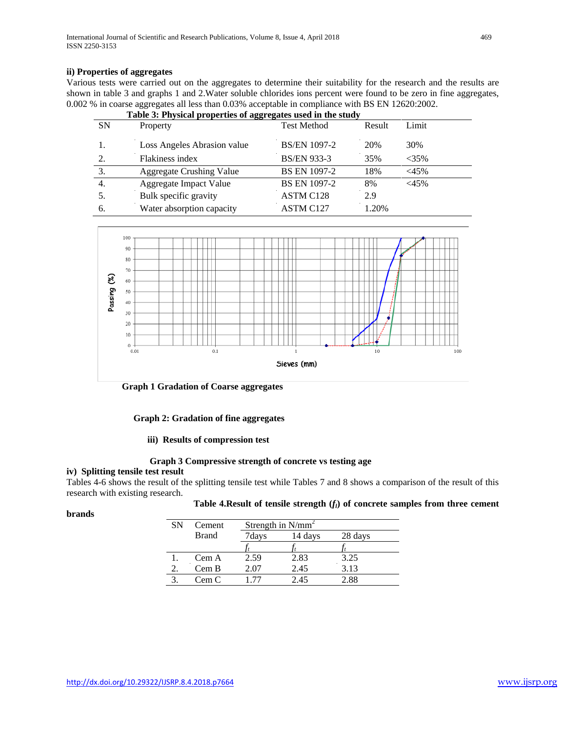### ii) Properties of aggregates

Various tests were carried out on the aggregates to determine their suitability for the research and the results are shown in table 3 and graphs 1 and 2.Water soluble chlorides ions percent were found to be zero in fine aggregates, 0.002 % in coarse aggregates all less than 0.03% acceptable in compliance with BS EN 12620:2002.

**Table 3: Physical properties of aggregates used in the study**

| SN | Property | Test Method | Result | Limit |
|---|---|---|---|---|
| 1. | Loss Angeles Abrasion value | BS/EN 1097-2 | 20% | 30% |
| 2. | Flakiness index | BS/EN 933-3 | 35% | <35% |
| 3. | Aggregate Crushing Value | BS EN 1097-2 | 18% | <45% |
| 4. | Aggregate Impact Value | BS EN 1097-2 | 8% | <45% |
| 5. | Bulk specific gravity | ASTM C128 | 2.9 | |
| 6. | Water absorption capacity | ASTM C127 | 1.20% | |

100
90
80
70
60
50
40
30
20
10
0
Passing (%)
0.01
0.1
1
10
100
Sieves (mm)

**Graph 1 Gradation of Coarse aggregates**

**Graph 2: Gradation of fine aggregates**

### iii) Results of compression test

**Graph 3 Compressive strength of concrete vs testing age**

### iv) Splitting tensile test result

Tables 4-6 shows the result of the splitting tensile test while Tables 7 and 8 shows a comparison of the result of this research with existing research.

**Table 4.Result of tensile strength ($f_t$) of concrete samples from three cement brands**

| SN | Cement Brand | Strength in $N/mm^2$ | | |
|---|---|---|---|---|
| | | 7days | 14 days | 28 days |
| | | $f_t$ | $f_t$ | $f_t$ |
| 1. | Cem A | 2.59 | 2.83 | 3.25 |
| 2. | Cem B | 2.07 | 2.45 | 3.13 |
| 3. | Cem C | 1.77 | 2.45 | 2.88 |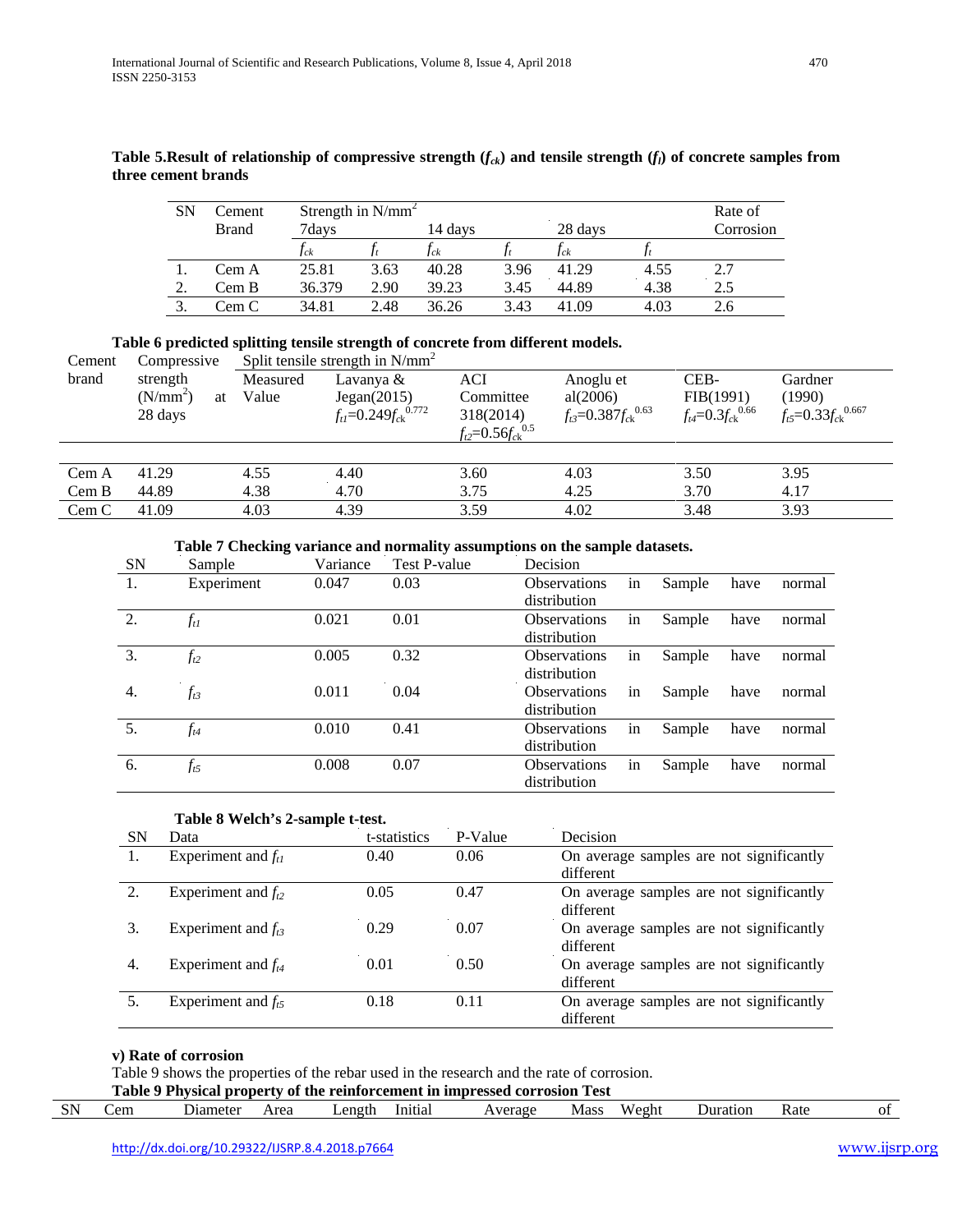**Table 5.Result of relationship of compressive strength ($f_{ck}$) and tensile strength ($f_t$) of concrete samples from three cement brands**

| SN | Cement Brand | Strength in N/mm$^2$ | | | | | | Rate of Corrosion |
|---|---|---|---|---|---|---|---|---|
| | | 7days | | 14 days | | 28 days | | |
| | | $f_{ck}$ | $f_t$ | $f_{ck}$ | $f_t$ | $f_{ck}$ | $f_t$ | |
| 1. | Cem A | 25.81 | 3.63 | 40.28 | 3.96 | 41.29 | 4.55 | 2.7 |
| 2. | Cem B | 36.379 | 2.90 | 39.23 | 3.45 | 44.89 | 4.38 | 2.5 |
| 3. | Cem C | 34.81 | 2.48 | 36.26 | 3.43 | 41.09 | 4.03 | 2.6 |

**Table 6 predicted splitting tensile strength of concrete from different models.**

| Cement brand | Compressive strength (N/mm$^2$) at 28 days | Split tensile strength in N/mm$^2$ | | | | | |
|---|---|---|---|---|---|---|---|
| | | Measured Value | Lavanya & Jegan(2015) $f_{t1}=0.249f_{ck}^{0.772}$ | ACI Committee 318(2014) $f_{t2}=0.56f_{ck}^{0.5}$ | Anoglu et al(2006) $f_{t3}=0.387f_{ck}^{0.63}$ | CEB-FIB(1991) $f_{t4}=0.3f_{ck}^{0.66}$ | Gardner (1990) $f_{t5}=0.33f_{ck}^{0.667}$ |
| Cem A | 41.29 | 4.55 | 4.40 | 3.60 | 4.03 | 3.50 | 3.95 |
| Cem B | 44.89 | 4.38 | 4.70 | 3.75 | 4.25 | 3.70 | 4.17 |
| Cem C | 41.09 | 4.03 | 4.39 | 3.59 | 4.02 | 3.48 | 3.93 |

**Table 7 Checking variance and normality assumptions on the sample datasets.**

| SN | Sample | Variance | Test P-value | Decision |
|---|---|---|---|---|
| 1. | Experiment | 0.047 | 0.03 | Observations in Sample have normal distribution |
| 2. | $f_{t1}$ | 0.021 | 0.01 | Observations in Sample have normal distribution |
| 3. | $f_{t2}$ | 0.005 | 0.32 | Observations in Sample have normal distribution |
| 4. | $f_{t3}$ | 0.011 | 0.04 | Observations in Sample have normal distribution |
| 5. | $f_{t4}$ | 0.010 | 0.41 | Observations in Sample have normal distribution |
| 6. | $f_{t5}$ | 0.008 | 0.07 | Observations in Sample have normal distribution |

**Table 8 Welch's 2-sample t-test.**

| SN | Data | t-statistics | P-Value | Decision |
|---|---|---|---|---|
| 1. | Experiment and $f_{t1}$ | 0.40 | 0.06 | On average samples are not significantly different |
| 2. | Experiment and $f_{t2}$ | 0.05 | 0.47 | On average samples are not significantly different |
| 3. | Experiment and $f_{t3}$ | 0.29 | 0.07 | On average samples are not significantly different |
| 4. | Experiment and $f_{t4}$ | 0.01 | 0.50 | On average samples are not significantly different |
| 5. | Experiment and $f_{t5}$ | 0.18 | 0.11 | On average samples are not significantly different |

**v) Rate of corrosion**

Table 9 shows the properties of the rebar used in the research and the rate of corrosion.

**Table 9 Physical property of the reinforcement in impressed corrosion Test**

| SN | Cem | Diameter | Area | Length | Initial | Average | Mass | Weght | Duration | Rate of |
|---|---|---|---|---|---|---|---|---|---|---|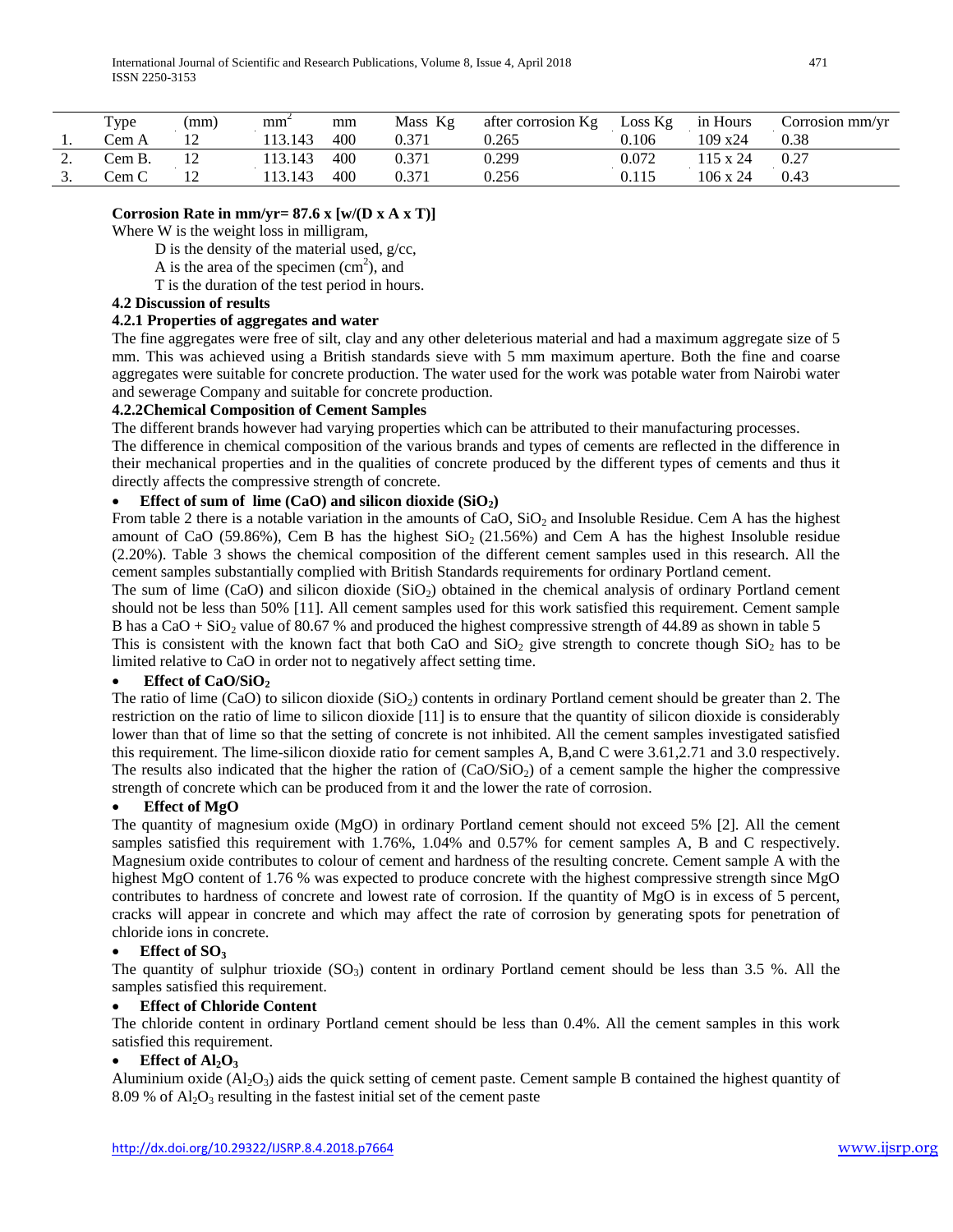| | Type | (mm) | $mm^2$ | mm | Mass Kg | after corrosion Kg | Loss Kg | in Hours | Corrosion mm/yr |
|---|---|---|---|---|---|---|---|---|---|
| 1. | Cem A | 12 | 113.143 | 400 | 0.371 | 0.265 | 0.106 | 109 x24 | 0.38 |
| 2. | Cem B. | 12 | 113.143 | 400 | 0.371 | 0.299 | 0.072 | 115 x 24 | 0.27 |
| 3. | Cem C | 12 | 113.143 | 400 | 0.371 | 0.256 | 0.115 | 106 x 24 | 0.43 |

**Corrosion Rate in mm/yr= 87.6 x [w/(D x A x T)]**

Where W is the weight loss in milligram,

D is the density of the material used, g/cc,

A is the area of the specimen ($cm^2$), and

T is the duration of the test period in hours.

### 4.2 Discussion of results

#### 4.2.1 Properties of aggregates and water

The fine aggregates were free of silt, clay and any other deleterious material and had a maximum aggregate size of 5 mm. This was achieved using a British standards sieve with 5 mm maximum aperture. Both the fine and coarse aggregates were suitable for concrete production. The water used for the work was potable water from Nairobi water and sewerage Company and suitable for concrete production.

#### 4.2.2Chemical Composition of Cement Samples

The different brands however had varying properties which can be attributed to their manufacturing processes.

The difference in chemical composition of the various brands and types of cements are reflected in the difference in their mechanical properties and in the qualities of concrete produced by the different types of cements and thus it directly affects the compressive strength of concrete.

- **Effect of sum of lime (CaO) and silicon dioxide ($SiO_2$)**

From table 2 there is a notable variation in the amounts of CaO, $SiO_2$ and Insoluble Residue. Cem A has the highest amount of CaO (59.86%), Cem B has the highest $SiO_2$ (21.56%) and Cem A has the highest Insoluble residue (2.20%). Table 3 shows the chemical composition of the different cement samples used in this research. All the cement samples substantially complied with British Standards requirements for ordinary Portland cement.

The sum of lime (CaO) and silicon dioxide ($SiO_2$) obtained in the chemical analysis of ordinary Portland cement should not be less than 50% [11]. All cement samples used for this work satisfied this requirement. Cement sample B has a CaO + $SiO_2$ value of 80.67 % and produced the highest compressive strength of 44.89 as shown in table 5

This is consistent with the known fact that both CaO and $SiO_2$ give strength to concrete though $SiO_2$ has to be limited relative to CaO in order not to negatively affect setting time.

- **Effect of CaO/$SiO_2$**

The ratio of lime (CaO) to silicon dioxide ($SiO_2$) contents in ordinary Portland cement should be greater than 2. The restriction on the ratio of lime to silicon dioxide [11] is to ensure that the quantity of silicon dioxide is considerably lower than that of lime so that the setting of concrete is not inhibited. All the cement samples investigated satisfied this requirement. The lime-silicon dioxide ratio for cement samples A, B,and C were 3.61,2.71 and 3.0 respectively. The results also indicated that the higher the ration of (CaO/$SiO_2$) of a cement sample the higher the compressive strength of concrete which can be produced from it and the lower the rate of corrosion.

- **Effect of MgO**

The quantity of magnesium oxide (MgO) in ordinary Portland cement should not exceed 5% [2]. All the cement samples satisfied this requirement with 1.76%, 1.04% and 0.57% for cement samples A, B and C respectively. Magnesium oxide contributes to colour of cement and hardness of the resulting concrete. Cement sample A with the highest MgO content of 1.76 % was expected to produce concrete with the highest compressive strength since MgO contributes to hardness of concrete and lowest rate of corrosion. If the quantity of MgO is in excess of 5 percent, cracks will appear in concrete and which may affect the rate of corrosion by generating spots for penetration of chloride ions in concrete.

- **Effect of $SO_3$**

The quantity of sulphur trioxide ($SO_3$) content in ordinary Portland cement should be less than 3.5 %. All the samples satisfied this requirement.

- **Effect of Chloride Content**

The chloride content in ordinary Portland cement should be less than 0.4%. All the cement samples in this work satisfied this requirement.

- **Effect of $Al_2O_3$**

Aluminium oxide ($Al_2O_3$) aids the quick setting of cement paste. Cement sample B contained the highest quantity of 8.09 % of $Al_2O_3$ resulting in the fastest initial set of the cement paste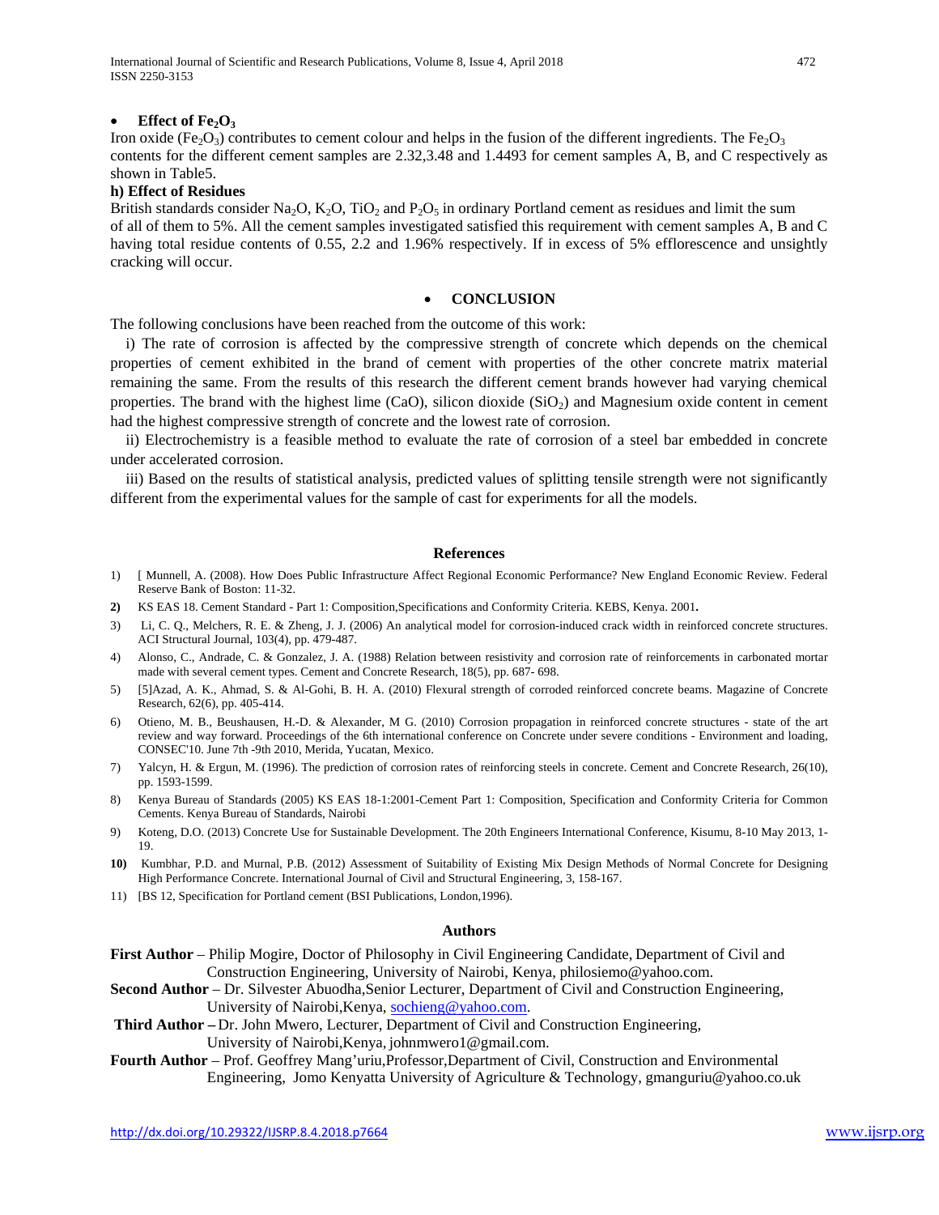- **Effect of $Fe_2O_3$**

Iron oxide ($Fe_2O_3$) contributes to cement colour and helps in the fusion of the different ingredients. The $Fe_2O_3$ contents for the different cement samples are 2.32,3.48 and 1.4493 for cement samples A, B, and C respectively as shown in Table5.

**h) Effect of Residues**

British standards consider $Na_2O$, $K_2O$, $TiO_2$ and $P_2O_5$ in ordinary Portland cement as residues and limit the sum of all of them to 5%. All the cement samples investigated satisfied this requirement with cement samples A, B and C having total residue contents of 0.55, 2.2 and 1.96% respectively. If in excess of 5% efflorescence and unsightly cracking will occur.

## CONCLUSION

The following conclusions have been reached from the outcome of this work:

i) The rate of corrosion is affected by the compressive strength of concrete which depends on the chemical properties of cement exhibited in the brand of cement with properties of the other concrete matrix material remaining the same. From the results of this research the different cement brands however had varying chemical properties. The brand with the highest lime (CaO), silicon dioxide ($SiO_2$) and Magnesium oxide content in cement had the highest compressive strength of concrete and the lowest rate of corrosion.

ii) Electrochemistry is a feasible method to evaluate the rate of corrosion of a steel bar embedded in concrete under accelerated corrosion.

iii) Based on the results of statistical analysis, predicted values of splitting tensile strength were not significantly different from the experimental values for the sample of cast for experiments for all the models.

## References

1) [ Munnell, A. (2008). How Does Public Infrastructure Affect Regional Economic Performance? New England Economic Review. Federal Reserve Bank of Boston: 11-32.
2) KS EAS 18. Cement Standard - Part 1: Composition,Specifications and Conformity Criteria. KEBS, Kenya. 2001.
3) Li, C. Q., Melchers, R. E. & Zheng, J. J. (2006) An analytical model for corrosion-induced crack width in reinforced concrete structures. ACI Structural Journal, 103(4), pp. 479-487.
4) Alonso, C., Andrade, C. & Gonzalez, J. A. (1988) Relation between resistivity and corrosion rate of reinforcements in carbonated mortar made with several cement types. Cement and Concrete Research, 18(5), pp. 687- 698.
5) [5]Azad, A. K., Ahmad, S. & Al-Gohi, B. H. A. (2010) Flexural strength of corroded reinforced concrete beams. Magazine of Concrete Research, 62(6), pp. 405-414.
6) Otieno, M. B., Beushausen, H.-D. & Alexander, M G. (2010) Corrosion propagation in reinforced concrete structures - state of the art review and way forward. Proceedings of the 6th international conference on Concrete under severe conditions - Environment and loading, CONSEC'10. June 7th -9th 2010, Merida, Yucatan, Mexico.
7) Yalcyn, H. & Ergun, M. (1996). The prediction of corrosion rates of reinforcing steels in concrete. Cement and Concrete Research, 26(10), pp. 1593-1599.
8) Kenya Bureau of Standards (2005) KS EAS 18-1:2001-Cement Part 1: Composition, Specification and Conformity Criteria for Common Cements. Kenya Bureau of Standards, Nairobi
9) Koteng, D.O. (2013) Concrete Use for Sustainable Development. The 20th Engineers International Conference, Kisumu, 8-10 May 2013, 1-19.
10) Kumbhar, P.D. and Murnal, P.B. (2012) Assessment of Suitability of Existing Mix Design Methods of Normal Concrete for Designing High Performance Concrete. International Journal of Civil and Structural Engineering, 3, 158-167.
11) [BS 12, Specification for Portland cement (BSI Publications, London,1996).

## Authors

**First Author** – Philip Mogire, Doctor of Philosophy in Civil Engineering Candidate, Department of Civil and Construction Engineering, University of Nairobi, Kenya, philosiemo@yahoo.com.

**Second Author** – Dr. Silvester Abuodha,Senior Lecturer, Department of Civil and Construction Engineering, University of Nairobi,Kenya, sochieng@yahoo.com.

**Third Author** – Dr. John Mwero, Lecturer, Department of Civil and Construction Engineering, University of Nairobi,Kenya, johnmwero1@gmail.com.

**Fourth Author** – Prof. Geoffrey Mang'uriu,Professor,Department of Civil, Construction and Environmental Engineering, Jomo Kenyatta University of Agriculture & Technology, gmanguriu@yahoo.co.uk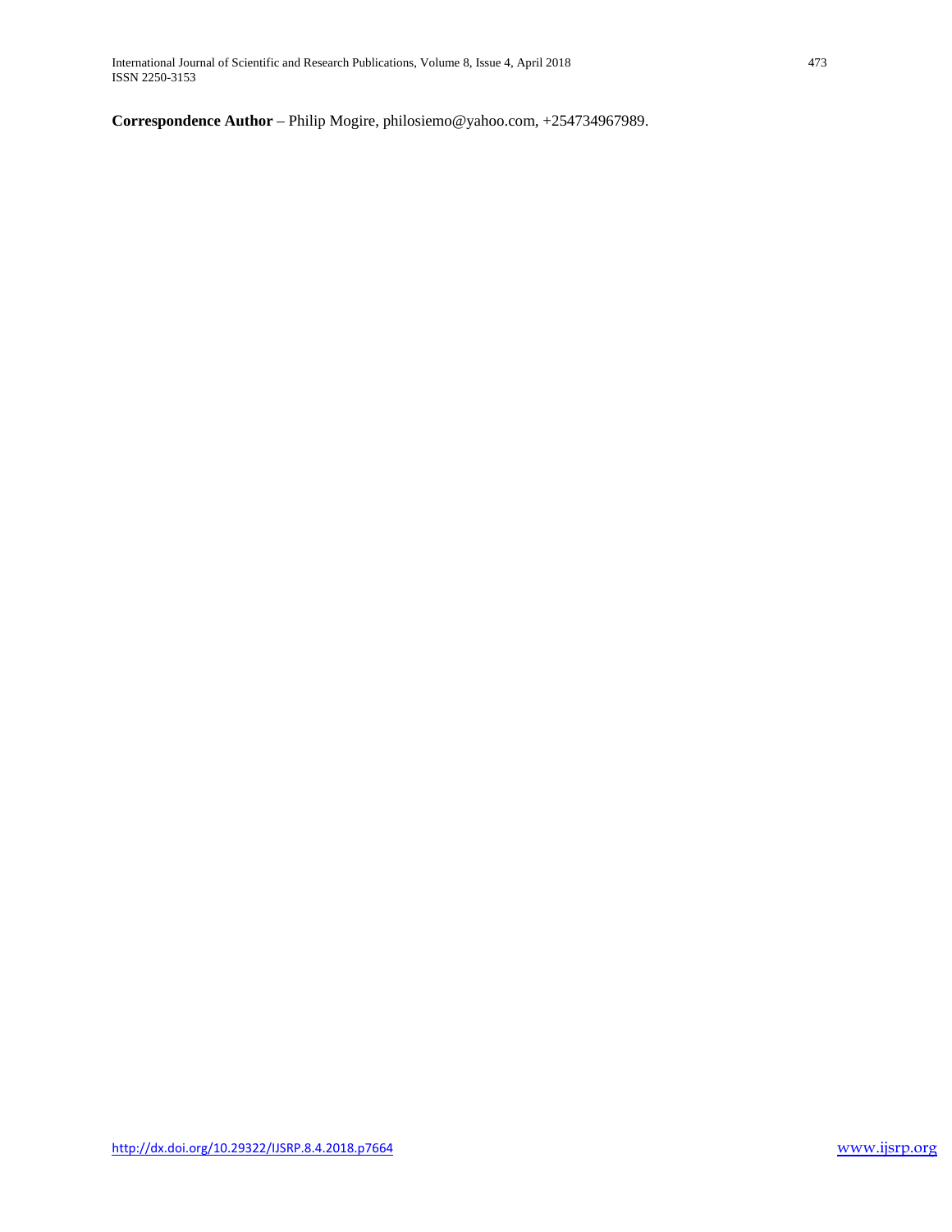**Correspondence Author** – Philip Mogire, philosiemo@yahoo.com, +254734967989.